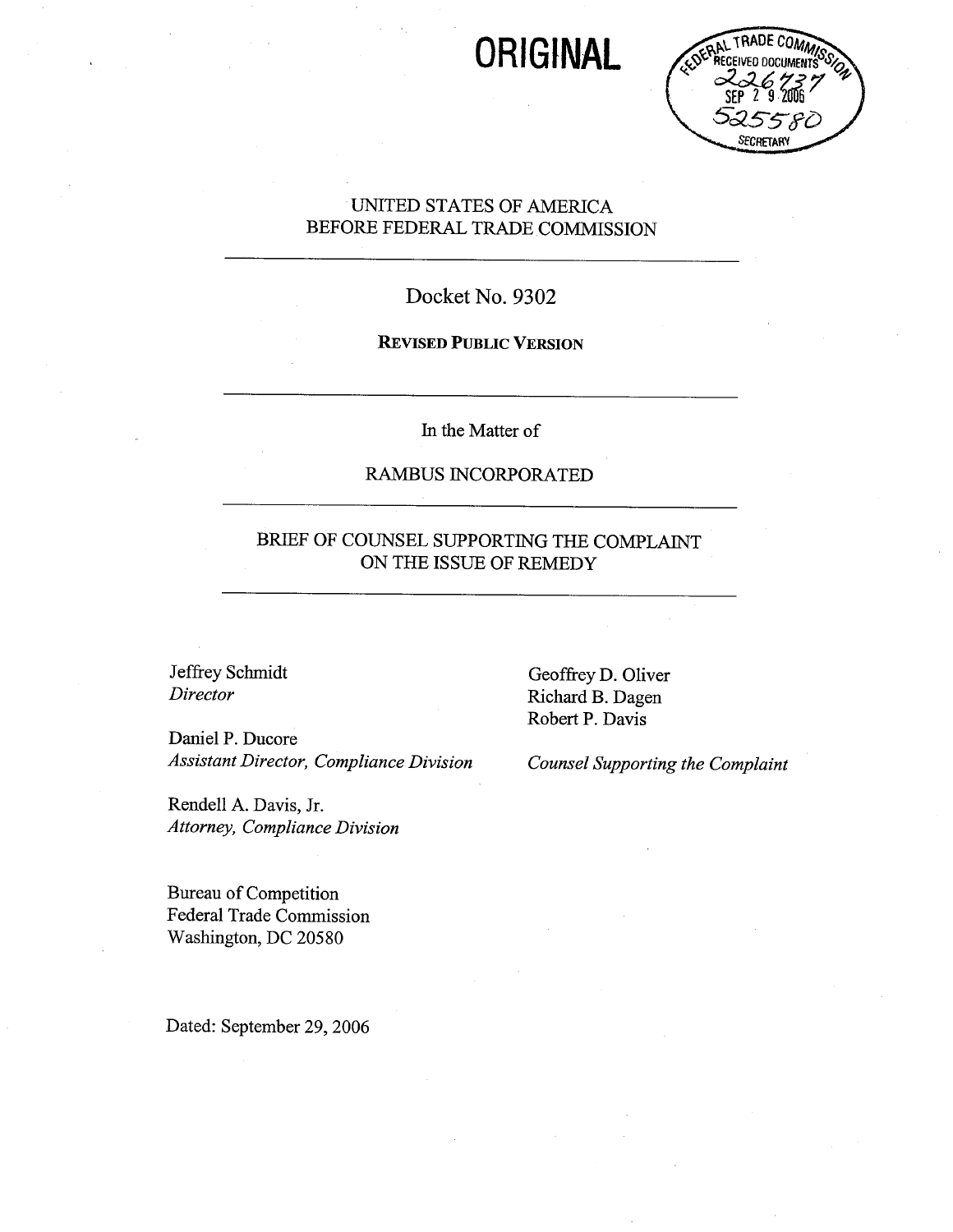**ORIGINAL**

FEDERAL TRADE COMMISSION
RECEIVED DOCUMENTS
226737
SEP 29 2006
525580
SECRETARY

UNITED STATES OF AMERICA
BEFORE FEDERAL TRADE COMMISSION

---

Docket No. 9302

**REVISED PUBLIC VERSION**

---

In the Matter of

RAMBUS INCORPORATED

---

BRIEF OF COUNSEL SUPPORTING THE COMPLAINT
ON THE ISSUE OF REMEDY

---

Jeffrey Schmidt
*Director*

Daniel P. Ducore
*Assistant Director, Compliance Division*

Rendell A. Davis, Jr.
*Attorney, Compliance Division*

Bureau of Competition
Federal Trade Commission
Washington, DC 20580

Geoffrey D. Oliver
Richard B. Dagen
Robert P. Davis

*Counsel Supporting the Complaint*

Dated: September 29, 2006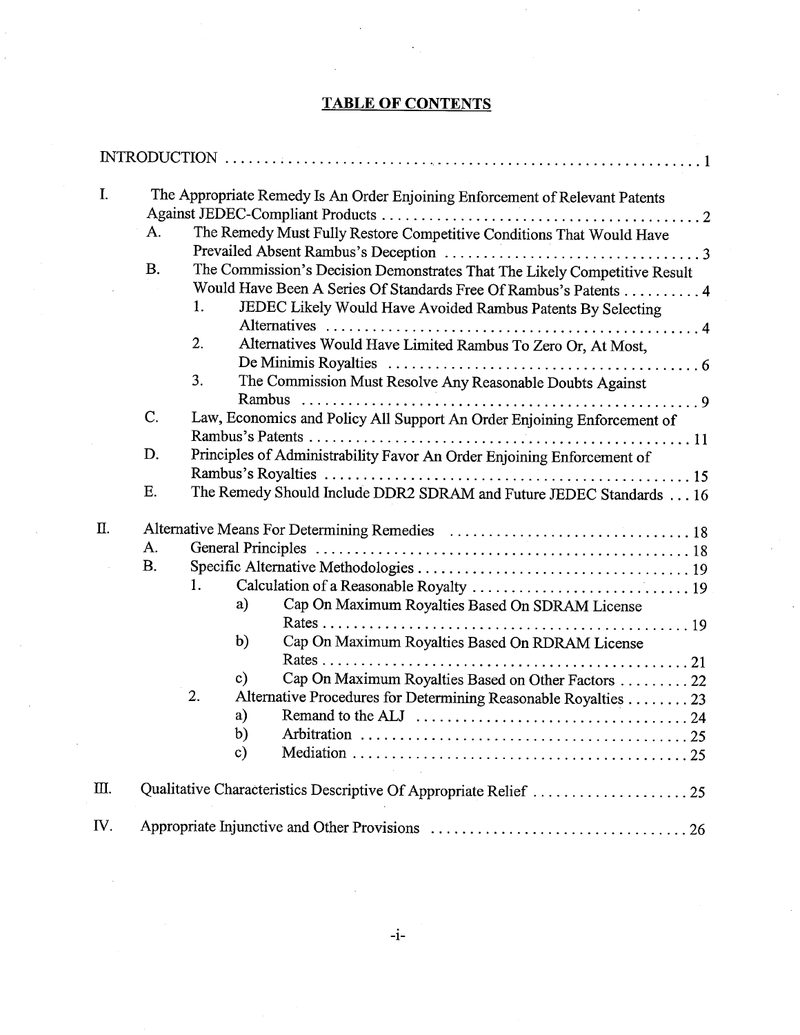## TABLE OF CONTENTS

INTRODUCTION . . . . . . . . . . 1

I. The Appropriate Remedy Is An Order Enjoining Enforcement of Relevant Patents Against JEDEC-Compliant Products . . . . . . . . . . 2
   - A. The Remedy Must Fully Restore Competitive Conditions That Would Have Prevailed Absent Rambus's Deception . . . . . . . . . . 3
   - B. The Commission's Decision Demonstrates That The Likely Competitive Result Would Have Been A Series Of Standards Free Of Rambus's Patents . . . . . . . . . . 4
     1. JEDEC Likely Would Have Avoided Rambus Patents By Selecting Alternatives . . . . . . . . . . 4
     2. Alternatives Would Have Limited Rambus To Zero Or, At Most, De Minimis Royalties . . . . . . . . . . 6
     3. The Commission Must Resolve Any Reasonable Doubts Against Rambus . . . . . . . . . . 9
   - C. Law, Economics and Policy All Support An Order Enjoining Enforcement of Rambus's Patents . . . . . . . . . . 11
   - D. Principles of Administrability Favor An Order Enjoining Enforcement of Rambus's Royalties . . . . . . . . . . 15
   - E. The Remedy Should Include DDR2 SDRAM and Future JEDEC Standards . . . 16

II. Alternative Means For Determining Remedies . . . . . . . . . . 18
   - A. General Principles . . . . . . . . . . 18
   - B. Specific Alternative Methodologies . . . . . . . . . . 19
     1. Calculation of a Reasonable Royalty . . . . . . . . . . 19
        - a) Cap On Maximum Royalties Based On SDRAM License Rates . . . . . . . . . . 19
        - b) Cap On Maximum Royalties Based On RDRAM License Rates . . . . . . . . . . 21
        - c) Cap On Maximum Royalties Based on Other Factors . . . . . . . . . . 22
     2. Alternative Procedures for Determining Reasonable Royalties . . . . . . . . . . 23
        - a) Remand to the ALJ . . . . . . . . . . 24
        - b) Arbitration . . . . . . . . . . 25
        - c) Mediation . . . . . . . . . . 25

III. Qualitative Characteristics Descriptive Of Appropriate Relief . . . . . . . . . . 25

IV. Appropriate Injunctive and Other Provisions . . . . . . . . . . 26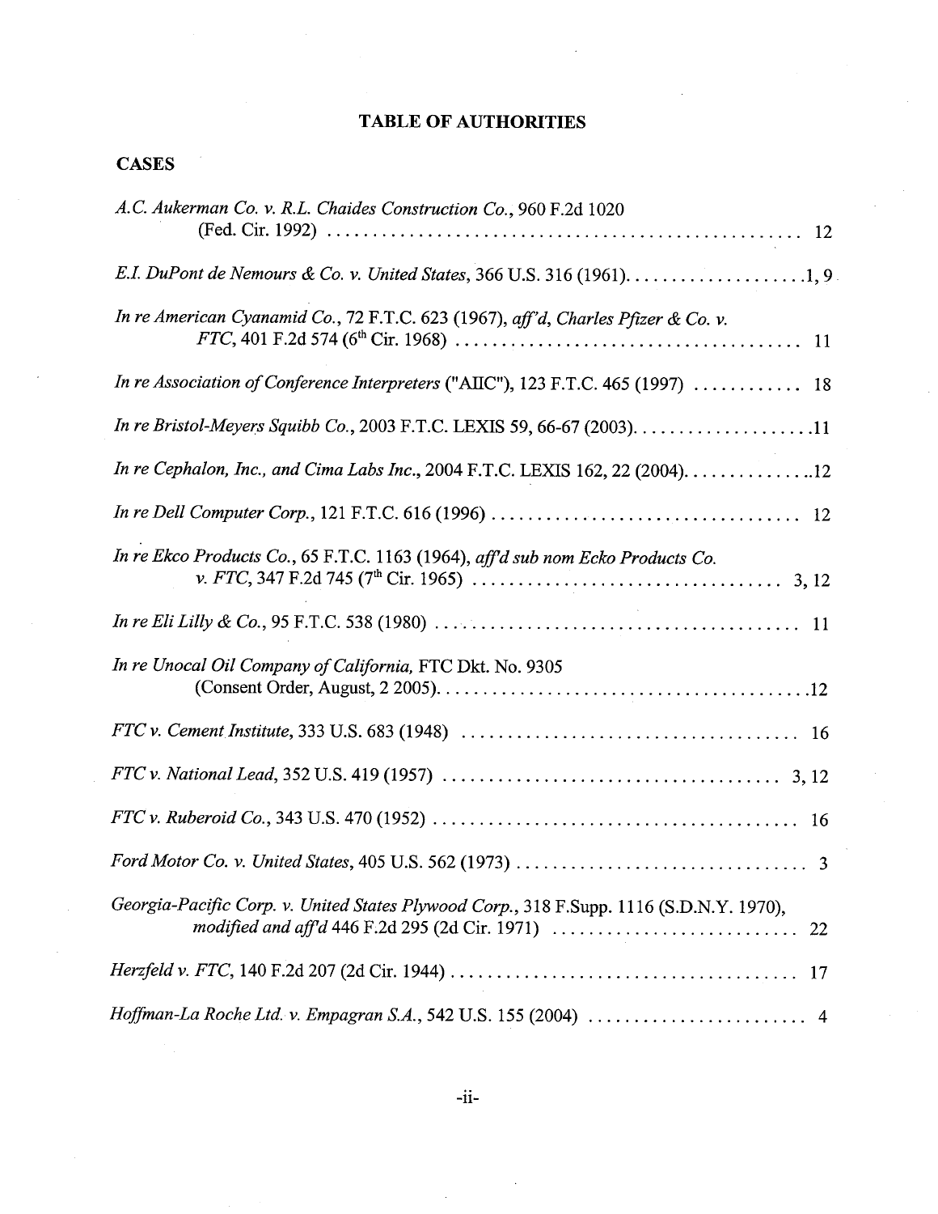# TABLE OF AUTHORITIES

## CASES

*A.C. Aukerman Co. v. R.L. Chaides Construction Co.*, 960 F.2d 1020 (Fed. Cir. 1992) .................................................... 12

*E.I. DuPont de Nemours & Co. v. United States*, 366 U.S. 316 (1961)....................1, 9

*In re American Cyanamid Co.*, 72 F.T.C. 623 (1967), *aff'd*, *Charles Pfizer & Co. v. FTC*, 401 F.2d 574 (6th Cir. 1968) ..................................... 11

*In re Association of Conference Interpreters* ("AIIC"), 123 F.T.C. 465 (1997) ............ 18

*In re Bristol-Meyers Squibb Co.*, 2003 F.T.C. LEXIS 59, 66-67 (2003)....................11

*In re Cephalon, Inc., and Cima Labs Inc.*, 2004 F.T.C. LEXIS 162, 22 (2004)..............12

*In re Dell Computer Corp.*, 121 F.T.C. 616 (1996) .................................. 12

*In re Ekco Products Co.*, 65 F.T.C. 1163 (1964), *aff'd sub nom Ecko Products Co. v. FTC*, 347 F.2d 745 (7th Cir. 1965) .................................. 3, 12

*In re Eli Lilly & Co.*, 95 F.T.C. 538 (1980) ....................................... 11

*In re Unocal Oil Company of California*, FTC Dkt. No. 9305 (Consent Order, August, 2 2005)..........................................12

*FTC v. Cement Institute*, 333 U.S. 683 (1948) ..................................... 16

*FTC v. National Lead*, 352 U.S. 419 (1957) ..................................... 3, 12

*FTC v. Ruberoid Co.*, 343 U.S. 470 (1952) ........................................ 16

*Ford Motor Co. v. United States*, 405 U.S. 562 (1973) ................................ 3

*Georgia-Pacific Corp. v. United States Plywood Corp.*, 318 F.Supp. 1116 (S.D.N.Y. 1970), *modified and aff'd* 446 F.2d 295 (2d Cir. 1971) ........................... 22

*Herzfeld v. FTC*, 140 F.2d 207 (2d Cir. 1944) ....................................... 17

*Hoffman-La Roche Ltd. v. Empagran S.A.*, 542 U.S. 155 (2004) ........................ 4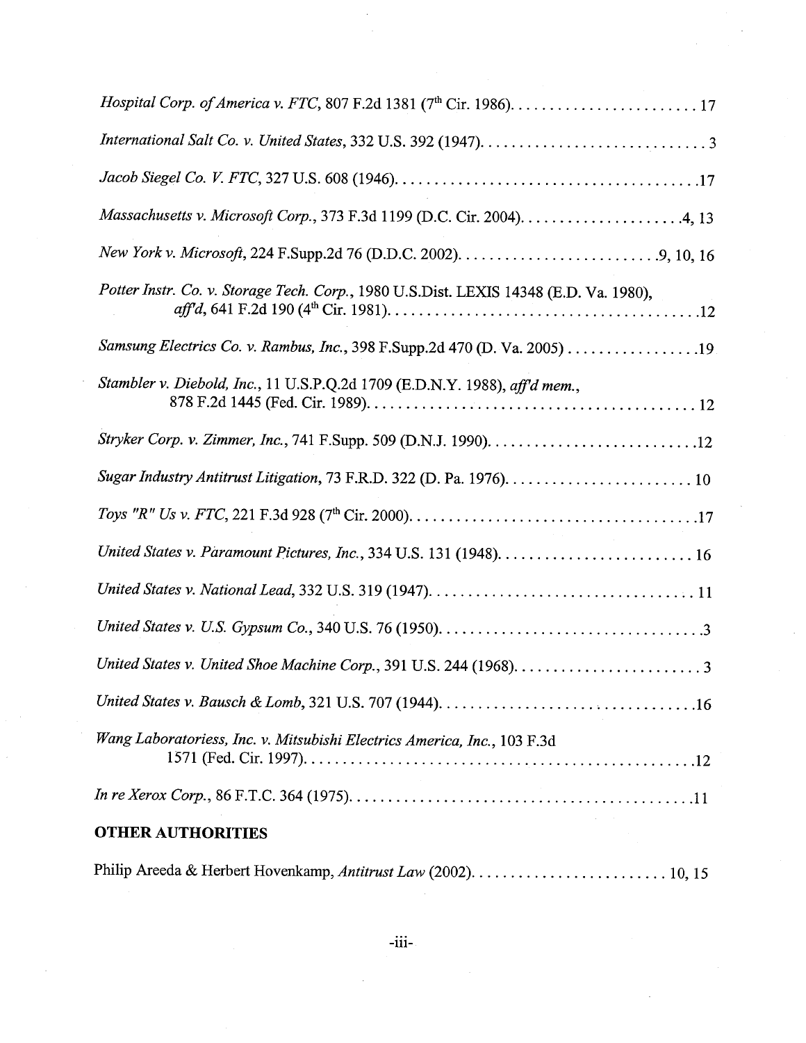*Hospital Corp. of America v. FTC*, 807 F.2d 1381 (7th Cir. 1986)........................ 17

*International Salt Co. v. United States*, 332 U.S. 392 (1947)............................ 3

*Jacob Siegel Co. V. FTC*, 327 U.S. 608 (1946)........................................17

*Massachusetts v. Microsoft Corp.*, 373 F.3d 1199 (D.C. Cir. 2004)...................4, 13

*New York v. Microsoft*, 224 F.Supp.2d 76 (D.D.C. 2002)..........................9, 10, 16

*Potter Instr. Co. v. Storage Tech. Corp.*, 1980 U.S.Dist. LEXIS 14348 (E.D. Va. 1980), *aff'd*, 641 F.2d 190 (4th Cir. 1981)........................................12

*Samsung Electrics Co. v. Rambus, Inc.*, 398 F.Supp.2d 470 (D. Va. 2005) ................19

*Stambler v. Diebold, Inc.*, 11 U.S.P.Q.2d 1709 (E.D.N.Y. 1988), *aff'd mem.*, 878 F.2d 1445 (Fed. Cir. 1989)........................................ 12

*Stryker Corp. v. Zimmer, Inc.*, 741 F.Supp. 509 (D.N.J. 1990)..........................12

*Sugar Industry Antitrust Litigation*, 73 F.R.D. 322 (D. Pa. 1976)........................ 10

*Toys "R" Us v. FTC*, 221 F.3d 928 (7th Cir. 2000)........................................17

*United States v. Paramount Pictures, Inc.*, 334 U.S. 131 (1948).......................... 16

*United States v. National Lead*, 332 U.S. 319 (1947)...................................... 11

*United States v. U.S. Gypsum Co.*, 340 U.S. 76 (1950)......................................3

*United States v. United Shoe Machine Corp.*, 391 U.S. 244 (1968)........................ 3

*United States v. Bausch & Lomb*, 321 U.S. 707 (1944)......................................16

*Wang Laboratoriess, Inc. v. Mitsubishi Electrics America, Inc.*, 103 F.3d 1571 (Fed. Cir. 1997)........................................12

*In re Xerox Corp.*, 86 F.T.C. 364 (1975)..................................................11

## OTHER AUTHORITIES

Philip Areeda & Herbert Hovenkamp, *Antitrust Law* (2002)........................ 10, 15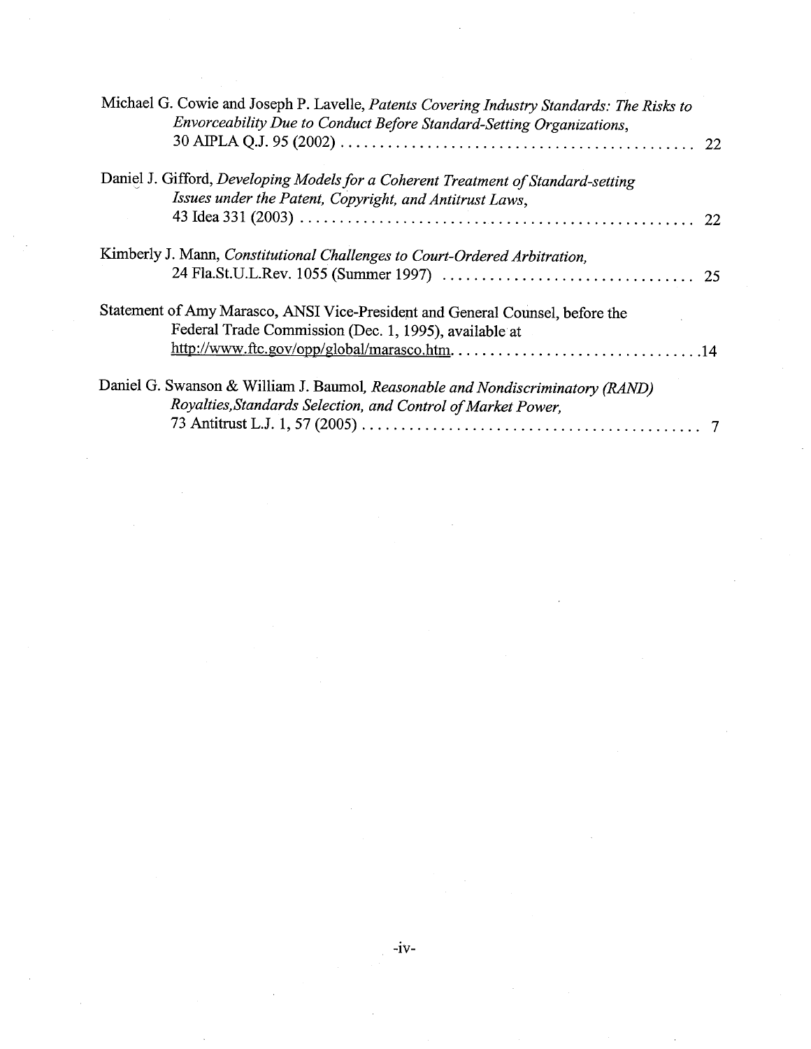Michael G. Cowie and Joseph P. Lavelle, *Patents Covering Industry Standards: The Risks to Envorceability Due to Conduct Before Standard-Setting Organizations*, 30 AIPLA Q.J. 95 (2002) .......................................... 22

Daniel J. Gifford, *Developing Models for a Coherent Treatment of Standard-setting Issues under the Patent, Copyright, and Antitrust Laws*, 43 Idea 331 (2003) .......................................... 22

Kimberly J. Mann, *Constitutional Challenges to Court-Ordered Arbitration*, 24 Fla.St.U.L.Rev. 1055 (Summer 1997) .......................................... 25

Statement of Amy Marasco, ANSI Vice-President and General Counsel, before the Federal Trade Commission (Dec. 1, 1995), available at http://www.ftc.gov/opp/global/marasco.htm. .......................................... 14

Daniel G. Swanson & William J. Baumol, *Reasonable and Nondiscriminatory (RAND) Royalties,Standards Selection, and Control of Market Power*, 73 Antitrust L.J. 1, 57 (2005) .......................................... 7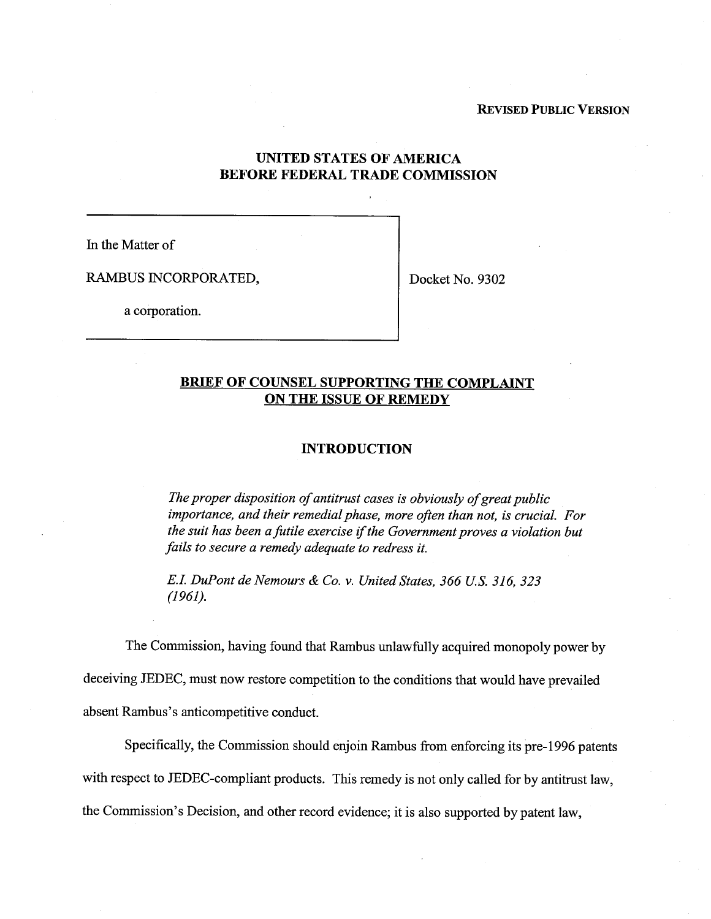**REVISED PUBLIC VERSION**

**UNITED STATES OF AMERICA**
**BEFORE FEDERAL TRADE COMMISSION**

In the Matter of

RAMBUS INCORPORATED,

a corporation.

Docket No. 9302

## BRIEF OF COUNSEL SUPPORTING THE COMPLAINT ON THE ISSUE OF REMEDY

### INTRODUCTION

> *The proper disposition of antitrust cases is obviously of great public importance, and their remedial phase, more often than not, is crucial. For the suit has been a futile exercise if the Government proves a violation but fails to secure a remedy adequate to redress it.*
>
> *E.I. DuPont de Nemours & Co. v. United States, 366 U.S. 316, 323 (1961).*

The Commission, having found that Rambus unlawfully acquired monopoly power by deceiving JEDEC, must now restore competition to the conditions that would have prevailed absent Rambus's anticompetitive conduct.

Specifically, the Commission should enjoin Rambus from enforcing its pre-1996 patents with respect to JEDEC-compliant products. This remedy is not only called for by antitrust law, the Commission's Decision, and other record evidence; it is also supported by patent law,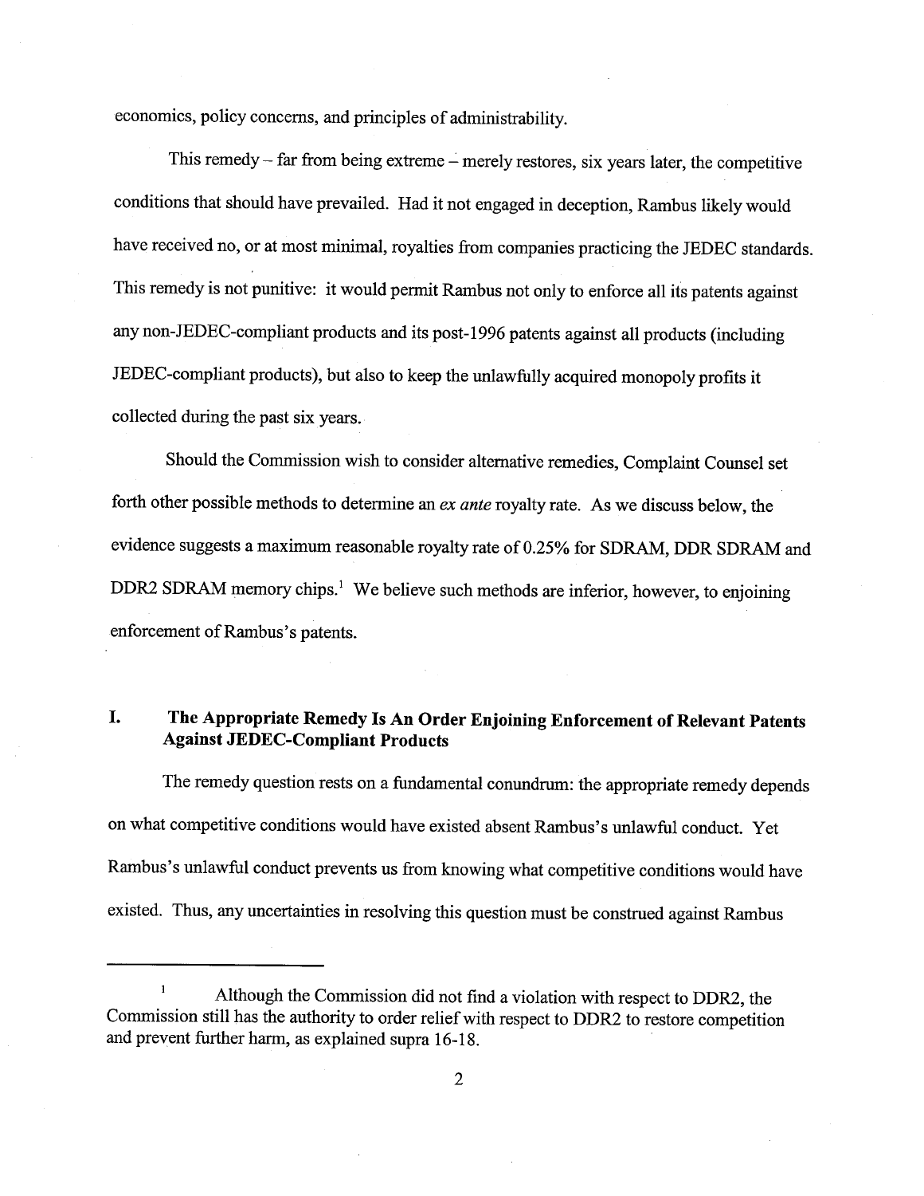economics, policy concerns, and principles of administrability.

This remedy – far from being extreme – merely restores, six years later, the competitive conditions that should have prevailed. Had it not engaged in deception, Rambus likely would have received no, or at most minimal, royalties from companies practicing the JEDEC standards. This remedy is not punitive: it would permit Rambus not only to enforce all its patents against any non-JEDEC-compliant products and its post-1996 patents against all products (including JEDEC-compliant products), but also to keep the unlawfully acquired monopoly profits it collected during the past six years.

Should the Commission wish to consider alternative remedies, Complaint Counsel set forth other possible methods to determine an *ex ante* royalty rate. As we discuss below, the evidence suggests a maximum reasonable royalty rate of 0.25% for SDRAM, DDR SDRAM and DDR2 SDRAM memory chips.[1] We believe such methods are inferior, however, to enjoining enforcement of Rambus's patents.

## I. The Appropriate Remedy Is An Order Enjoining Enforcement of Relevant Patents Against JEDEC-Compliant Products

The remedy question rests on a fundamental conundrum: the appropriate remedy depends on what competitive conditions would have existed absent Rambus's unlawful conduct. Yet Rambus's unlawful conduct prevents us from knowing what competitive conditions would have existed. Thus, any uncertainties in resolving this question must be construed against Rambus

---

[1] Although the Commission did not find a violation with respect to DDR2, the Commission still has the authority to order relief with respect to DDR2 to restore competition and prevent further harm, as explained supra 16-18.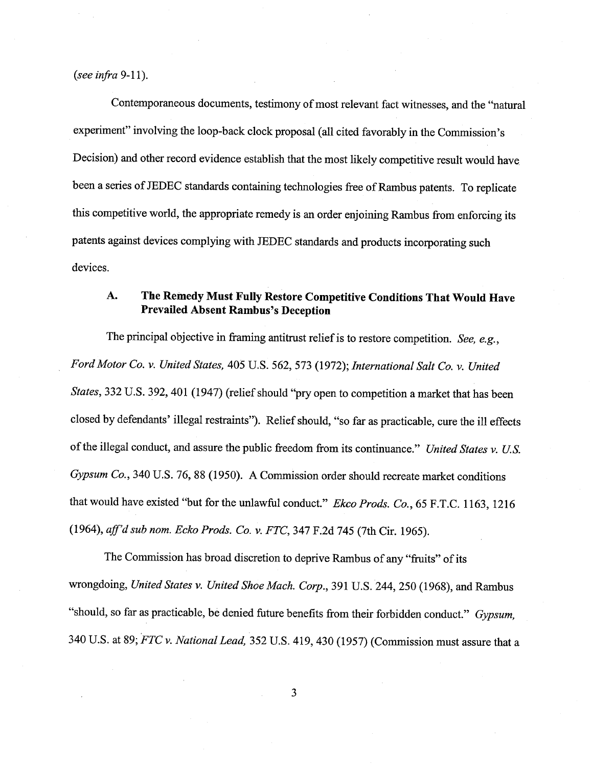(*see infra* 9-11).

Contemporaneous documents, testimony of most relevant fact witnesses, and the "natural experiment" involving the loop-back clock proposal (all cited favorably in the Commission's Decision) and other record evidence establish that the most likely competitive result would have been a series of JEDEC standards containing technologies free of Rambus patents. To replicate this competitive world, the appropriate remedy is an order enjoining Rambus from enforcing its patents against devices complying with JEDEC standards and products incorporating such devices.

### A. The Remedy Must Fully Restore Competitive Conditions That Would Have Prevailed Absent Rambus's Deception

The principal objective in framing antitrust relief is to restore competition. *See, e.g.*, *Ford Motor Co. v. United States*, 405 U.S. 562, 573 (1972); *International Salt Co. v. United States*, 332 U.S. 392, 401 (1947) (relief should "pry open to competition a market that has been closed by defendants' illegal restraints"). Relief should, "so far as practicable, cure the ill effects of the illegal conduct, and assure the public freedom from its continuance." *United States v. U.S. Gypsum Co.*, 340 U.S. 76, 88 (1950). A Commission order should recreate market conditions that would have existed "but for the unlawful conduct." *Ekco Prods. Co.*, 65 F.T.C. 1163, 1216 (1964), *aff'd sub nom. Ecko Prods. Co. v. FTC*, 347 F.2d 745 (7th Cir. 1965).

The Commission has broad discretion to deprive Rambus of any "fruits" of its wrongdoing, *United States v. United Shoe Mach. Corp.*, 391 U.S. 244, 250 (1968), and Rambus "should, so far as practicable, be denied future benefits from their forbidden conduct." *Gypsum*, 340 U.S. at 89; *FTC v. National Lead*, 352 U.S. 419, 430 (1957) (Commission must assure that a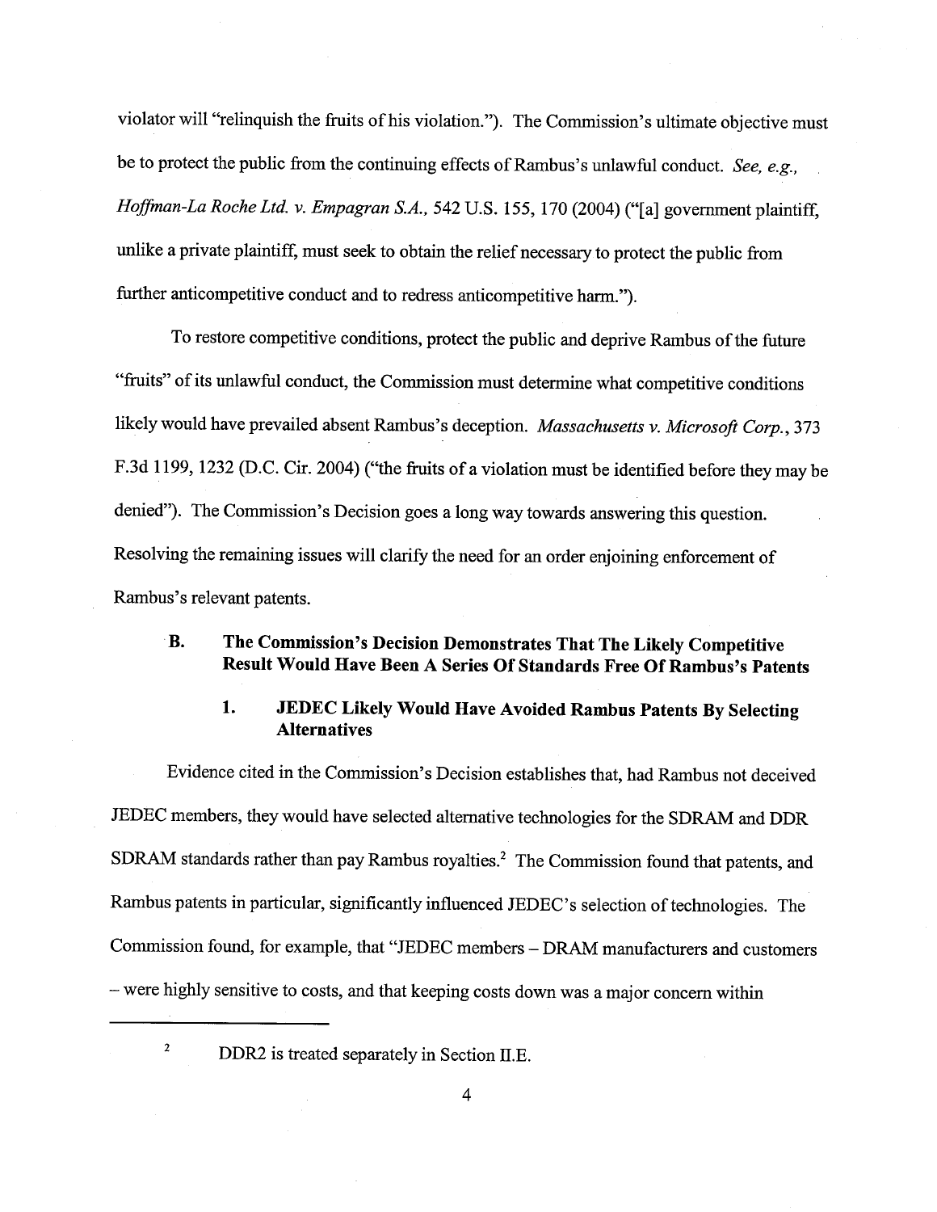violator will "relinquish the fruits of his violation."). The Commission's ultimate objective must be to protect the public from the continuing effects of Rambus's unlawful conduct. *See, e.g., Hoffman-La Roche Ltd. v. Empagran S.A.*, 542 U.S. 155, 170 (2004) ("[a] government plaintiff, unlike a private plaintiff, must seek to obtain the relief necessary to protect the public from further anticompetitive conduct and to redress anticompetitive harm.").

To restore competitive conditions, protect the public and deprive Rambus of the future "fruits" of its unlawful conduct, the Commission must determine what competitive conditions likely would have prevailed absent Rambus's deception. *Massachusetts v. Microsoft Corp.*, 373 F.3d 1199, 1232 (D.C. Cir. 2004) ("the fruits of a violation must be identified before they may be denied"). The Commission's Decision goes a long way towards answering this question. Resolving the remaining issues will clarify the need for an order enjoining enforcement of Rambus's relevant patents.

### B. The Commission's Decision Demonstrates That The Likely Competitive Result Would Have Been A Series Of Standards Free Of Rambus's Patents

#### 1. JEDEC Likely Would Have Avoided Rambus Patents By Selecting Alternatives

Evidence cited in the Commission's Decision establishes that, had Rambus not deceived JEDEC members, they would have selected alternative technologies for the SDRAM and DDR SDRAM standards rather than pay Rambus royalties.[2] The Commission found that patents, and Rambus patents in particular, significantly influenced JEDEC's selection of technologies. The Commission found, for example, that "JEDEC members – DRAM manufacturers and customers – were highly sensitive to costs, and that keeping costs down was a major concern within

[2] DDR2 is treated separately in Section II.E.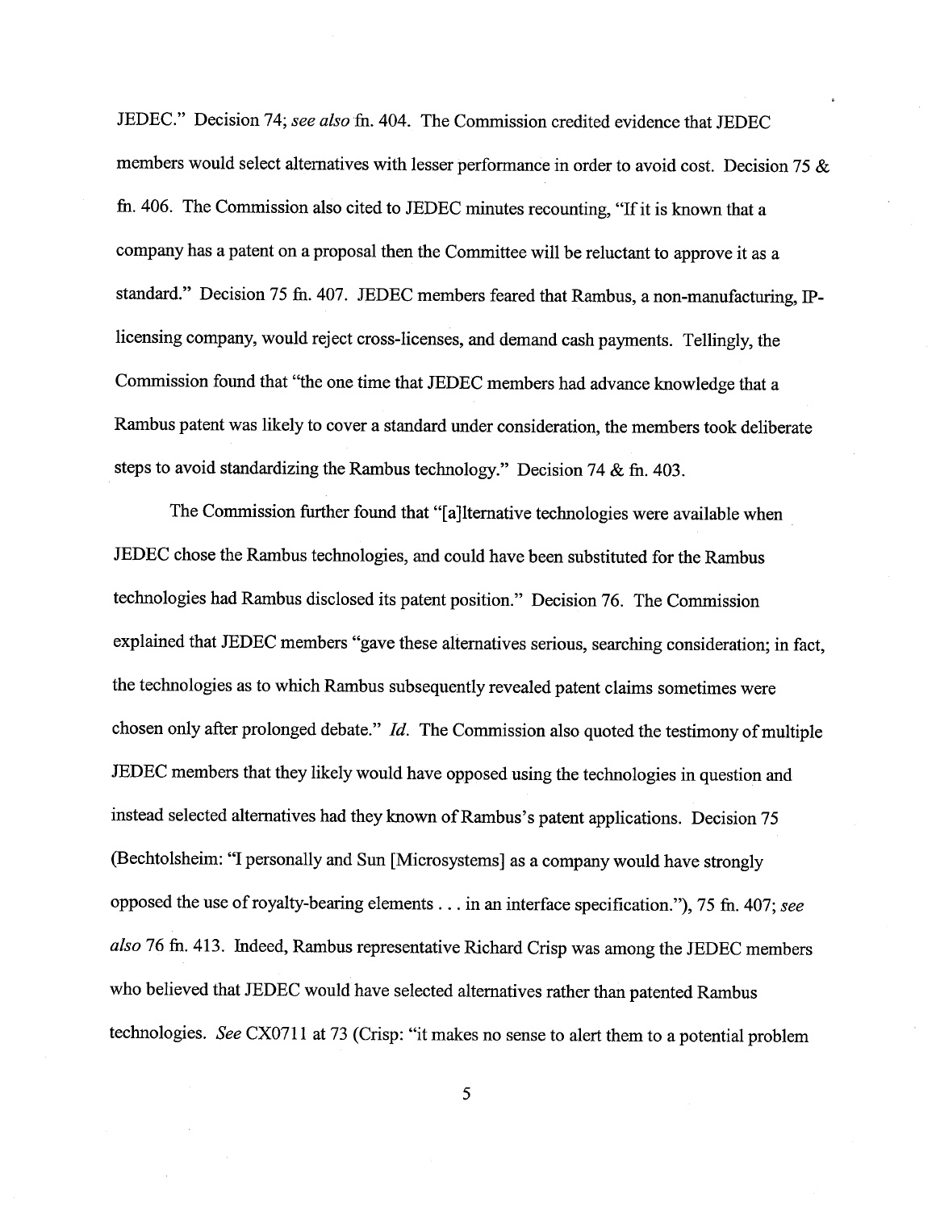JEDEC." Decision 74; *see also* fn. 404. The Commission credited evidence that JEDEC members would select alternatives with lesser performance in order to avoid cost. Decision 75 & fn. 406. The Commission also cited to JEDEC minutes recounting, "If it is known that a company has a patent on a proposal then the Committee will be reluctant to approve it as a standard." Decision 75 fn. 407. JEDEC members feared that Rambus, a non-manufacturing, IP-licensing company, would reject cross-licenses, and demand cash payments. Tellingly, the Commission found that "the one time that JEDEC members had advance knowledge that a Rambus patent was likely to cover a standard under consideration, the members took deliberate steps to avoid standardizing the Rambus technology." Decision 74 & fn. 403.

The Commission further found that "[a]lternative technologies were available when JEDEC chose the Rambus technologies, and could have been substituted for the Rambus technologies had Rambus disclosed its patent position." Decision 76. The Commission explained that JEDEC members "gave these alternatives serious, searching consideration; in fact, the technologies as to which Rambus subsequently revealed patent claims sometimes were chosen only after prolonged debate." *Id.* The Commission also quoted the testimony of multiple JEDEC members that they likely would have opposed using the technologies in question and instead selected alternatives had they known of Rambus's patent applications. Decision 75 (Bechtolsheim: "I personally and Sun [Microsystems] as a company would have strongly opposed the use of royalty-bearing elements . . . in an interface specification."), 75 fn. 407; *see also* 76 fn. 413. Indeed, Rambus representative Richard Crisp was among the JEDEC members who believed that JEDEC would have selected alternatives rather than patented Rambus technologies. *See* CX0711 at 73 (Crisp: "it makes no sense to alert them to a potential problem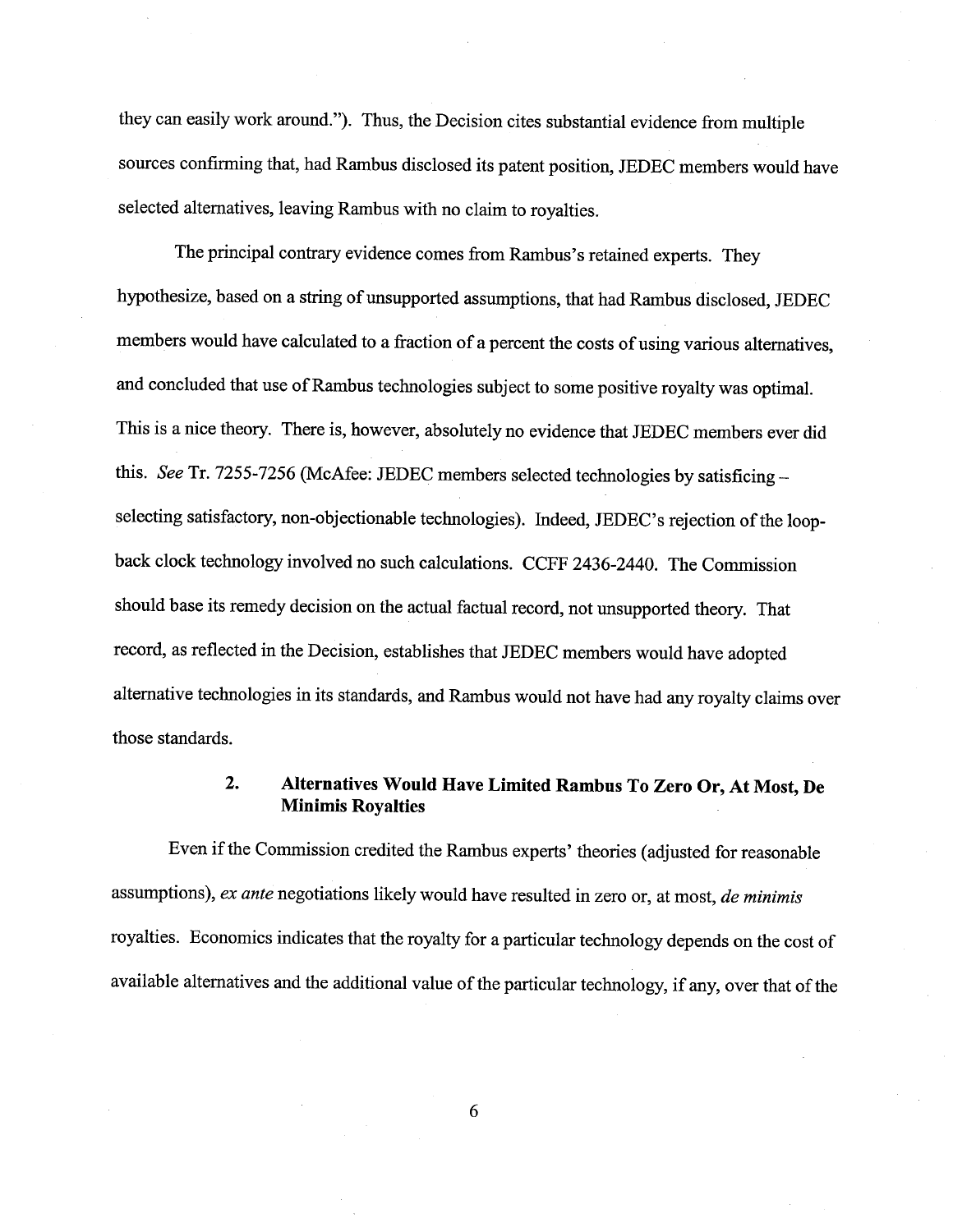they can easily work around."). Thus, the Decision cites substantial evidence from multiple sources confirming that, had Rambus disclosed its patent position, JEDEC members would have selected alternatives, leaving Rambus with no claim to royalties.

The principal contrary evidence comes from Rambus's retained experts. They hypothesize, based on a string of unsupported assumptions, that had Rambus disclosed, JEDEC members would have calculated to a fraction of a percent the costs of using various alternatives, and concluded that use of Rambus technologies subject to some positive royalty was optimal. This is a nice theory. There is, however, absolutely no evidence that JEDEC members ever did this. *See* Tr. 7255-7256 (McAfee: JEDEC members selected technologies by satisficing – selecting satisfactory, non-objectionable technologies). Indeed, JEDEC's rejection of the loop-back clock technology involved no such calculations. CCFF 2436-2440. The Commission should base its remedy decision on the actual factual record, not unsupported theory. That record, as reflected in the Decision, establishes that JEDEC members would have adopted alternative technologies in its standards, and Rambus would not have had any royalty claims over those standards.

### 2. Alternatives Would Have Limited Rambus To Zero Or, At Most, De Minimis Royalties

Even if the Commission credited the Rambus experts' theories (adjusted for reasonable assumptions), *ex ante* negotiations likely would have resulted in zero or, at most, *de minimis* royalties. Economics indicates that the royalty for a particular technology depends on the cost of available alternatives and the additional value of the particular technology, if any, over that of the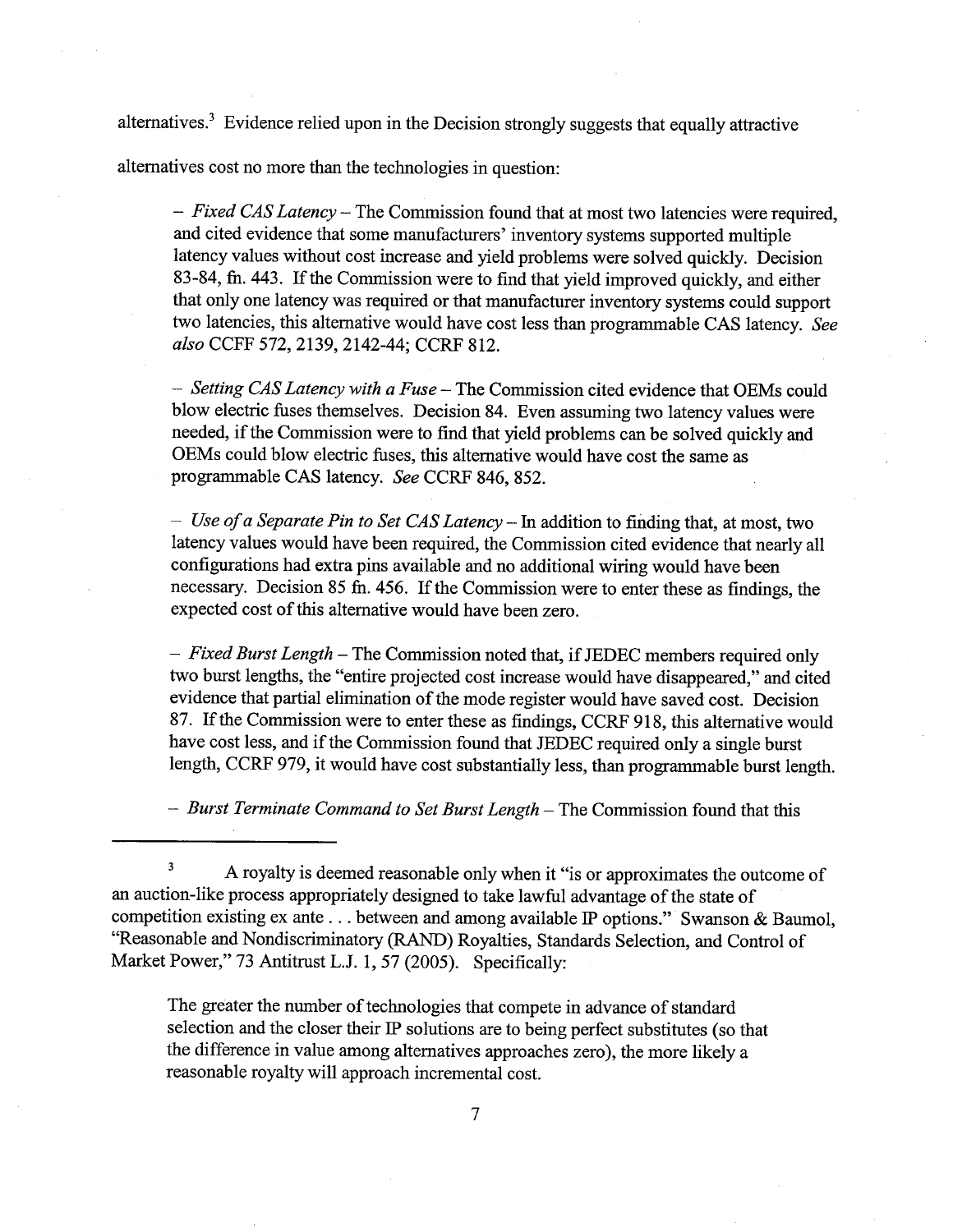alternatives.[3] Evidence relied upon in the Decision strongly suggests that equally attractive alternatives cost no more than the technologies in question:

> – *Fixed CAS Latency* – The Commission found that at most two latencies were required, and cited evidence that some manufacturers' inventory systems supported multiple latency values without cost increase and yield problems were solved quickly. Decision 83-84, fn. 443. If the Commission were to find that yield improved quickly, and either that only one latency was required or that manufacturer inventory systems could support two latencies, this alternative would have cost less than programmable CAS latency. *See also* CCFF 572, 2139, 2142-44; CCRF 812.
>
> – *Setting CAS Latency with a Fuse* – The Commission cited evidence that OEMs could blow electric fuses themselves. Decision 84. Even assuming two latency values were needed, if the Commission were to find that yield problems can be solved quickly and OEMs could blow electric fuses, this alternative would have cost the same as programmable CAS latency. *See* CCRF 846, 852.
>
> – *Use of a Separate Pin to Set CAS Latency* – In addition to finding that, at most, two latency values would have been required, the Commission cited evidence that nearly all configurations had extra pins available and no additional wiring would have been necessary. Decision 85 fn. 456. If the Commission were to enter these as findings, the expected cost of this alternative would have been zero.
>
> – *Fixed Burst Length* – The Commission noted that, if JEDEC members required only two burst lengths, the "entire projected cost increase would have disappeared," and cited evidence that partial elimination of the mode register would have saved cost. Decision 87. If the Commission were to enter these as findings, CCRF 918, this alternative would have cost less, and if the Commission found that JEDEC required only a single burst length, CCRF 979, it would have cost substantially less, than programmable burst length.
>
> – *Burst Terminate Command to Set Burst Length* – The Commission found that this

[3] A royalty is deemed reasonable only when it "is or approximates the outcome of an auction-like process appropriately designed to take lawful advantage of the state of competition existing ex ante . . . between and among available IP options." Swanson & Baumol, "Reasonable and Nondiscriminatory (RAND) Royalties, Standards Selection, and Control of Market Power," 73 Antitrust L.J. 1, 57 (2005). Specifically:

> The greater the number of technologies that compete in advance of standard selection and the closer their IP solutions are to being perfect substitutes (so that the difference in value among alternatives approaches zero), the more likely a reasonable royalty will approach incremental cost.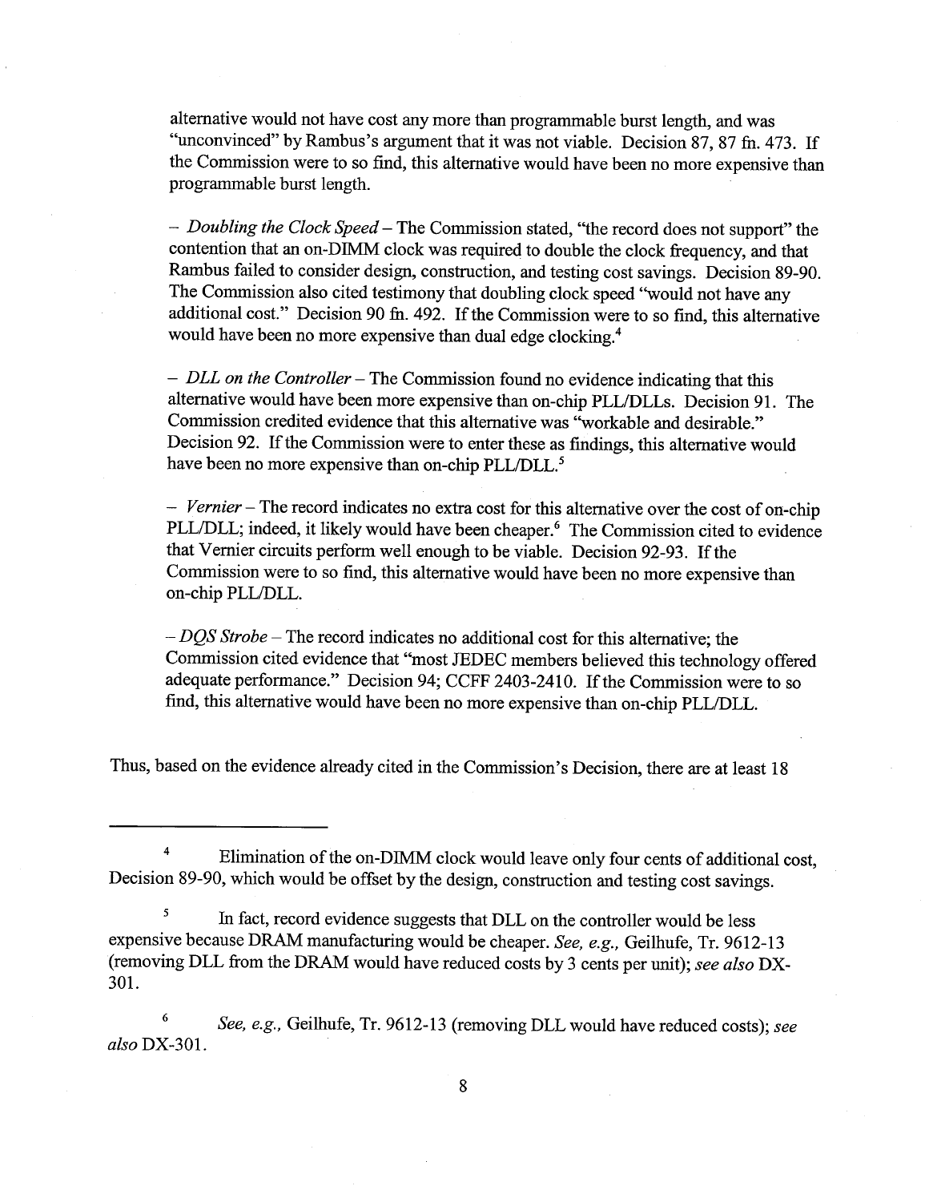alternative would not have cost any more than programmable burst length, and was "unconvinced" by Rambus's argument that it was not viable. Decision 87, 87 fn. 473. If the Commission were to so find, this alternative would have been no more expensive than programmable burst length.

– *Doubling the Clock Speed* – The Commission stated, "the record does not support" the contention that an on-DIMM clock was required to double the clock frequency, and that Rambus failed to consider design, construction, and testing cost savings. Decision 89-90. The Commission also cited testimony that doubling clock speed "would not have any additional cost." Decision 90 fn. 492. If the Commission were to so find, this alternative would have been no more expensive than dual edge clocking.[4]

– *DLL on the Controller* – The Commission found no evidence indicating that this alternative would have been more expensive than on-chip PLL/DLLs. Decision 91. The Commission credited evidence that this alternative was "workable and desirable." Decision 92. If the Commission were to enter these as findings, this alternative would have been no more expensive than on-chip PLL/DLL.[5]

– *Vernier* – The record indicates no extra cost for this alternative over the cost of on-chip PLL/DLL; indeed, it likely would have been cheaper.[6] The Commission cited to evidence that Vernier circuits perform well enough to be viable. Decision 92-93. If the Commission were to so find, this alternative would have been no more expensive than on-chip PLL/DLL.

– *DQS Strobe* – The record indicates no additional cost for this alternative; the Commission cited evidence that "most JEDEC members believed this technology offered adequate performance." Decision 94; CCFF 2403-2410. If the Commission were to so find, this alternative would have been no more expensive than on-chip PLL/DLL.

Thus, based on the evidence already cited in the Commission's Decision, there are at least 18

---

[4] Elimination of the on-DIMM clock would leave only four cents of additional cost, Decision 89-90, which would be offset by the design, construction and testing cost savings.

[5] In fact, record evidence suggests that DLL on the controller would be less expensive because DRAM manufacturing would be cheaper. *See, e.g.,* Geilhufe, Tr. 9612-13 (removing DLL from the DRAM would have reduced costs by 3 cents per unit); *see also* DX-301.

[6] *See, e.g.,* Geilhufe, Tr. 9612-13 (removing DLL would have reduced costs); *see also* DX-301.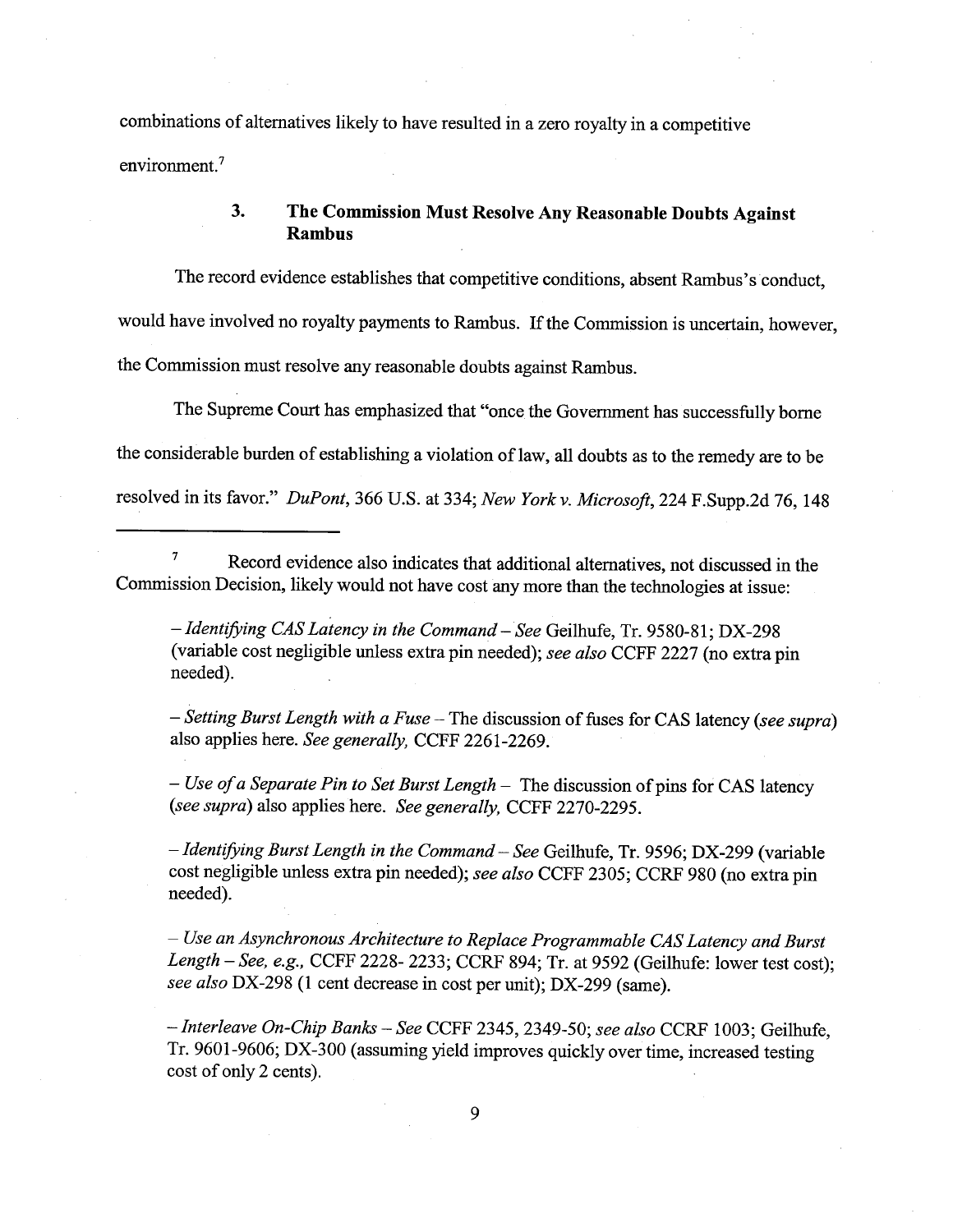combinations of alternatives likely to have resulted in a zero royalty in a competitive environment.[7]

### 3. The Commission Must Resolve Any Reasonable Doubts Against Rambus

The record evidence establishes that competitive conditions, absent Rambus's conduct, would have involved no royalty payments to Rambus. If the Commission is uncertain, however, the Commission must resolve any reasonable doubts against Rambus.

The Supreme Court has emphasized that "once the Government has successfully borne the considerable burden of establishing a violation of law, all doubts as to the remedy are to be resolved in its favor." *DuPont*, 366 U.S. at 334; *New York v. Microsoft*, 224 F.Supp.2d 76, 148

---

[7] Record evidence also indicates that additional alternatives, not discussed in the Commission Decision, likely would not have cost any more than the technologies at issue:

– *Identifying CAS Latency in the Command* – *See* Geilhufe, Tr. 9580-81; DX-298 (variable cost negligible unless extra pin needed); *see also* CCFF 2227 (no extra pin needed).

– *Setting Burst Length with a Fuse* – The discussion of fuses for CAS latency (*see supra*) also applies here. *See generally,* CCFF 2261-2269.

– *Use of a Separate Pin to Set Burst Length* – The discussion of pins for CAS latency (*see supra*) also applies here. *See generally,* CCFF 2270-2295.

– *Identifying Burst Length in the Command* – *See* Geilhufe, Tr. 9596; DX-299 (variable cost negligible unless extra pin needed); *see also* CCFF 2305; CCRF 980 (no extra pin needed).

– *Use an Asynchronous Architecture to Replace Programmable CAS Latency and Burst Length* – *See, e.g.,* CCFF 2228- 2233; CCRF 894; Tr. at 9592 (Geilhufe: lower test cost); *see also* DX-298 (1 cent decrease in cost per unit); DX-299 (same).

– *Interleave On-Chip Banks* – *See* CCFF 2345, 2349-50; *see also* CCRF 1003; Geilhufe, Tr. 9601-9606; DX-300 (assuming yield improves quickly over time, increased testing cost of only 2 cents).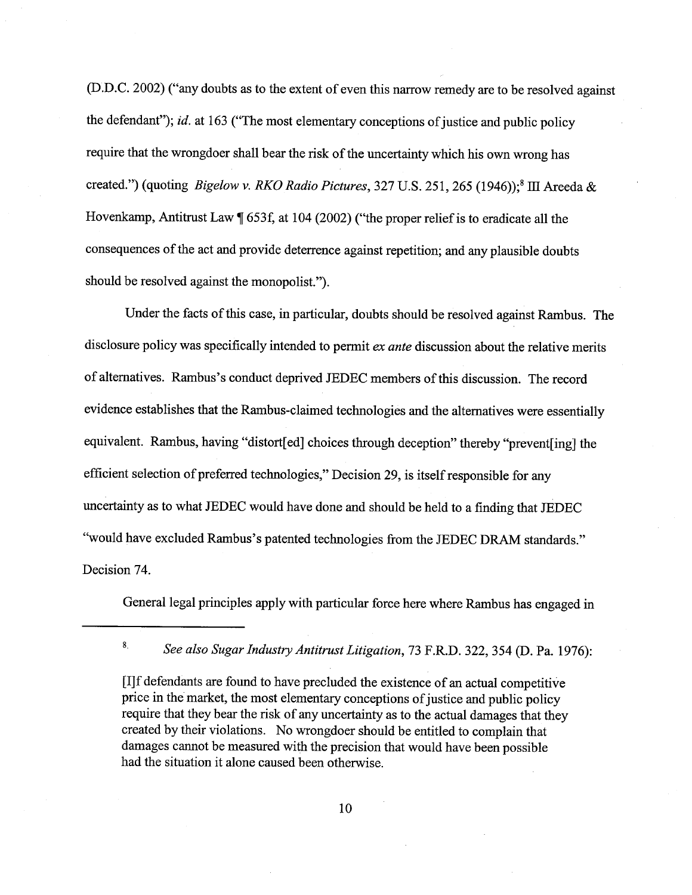(D.D.C. 2002) ("any doubts as to the extent of even this narrow remedy are to be resolved against the defendant"); *id.* at 163 ("The most elementary conceptions of justice and public policy require that the wrongdoer shall bear the risk of the uncertainty which his own wrong has created.") (quoting *Bigelow v. RKO Radio Pictures*, 327 U.S. 251, 265 (1946));[8] III Areeda & Hovenkamp, Antitrust Law ¶ 653f, at 104 (2002) ("the proper relief is to eradicate all the consequences of the act and provide deterrence against repetition; and any plausible doubts should be resolved against the monopolist.").

Under the facts of this case, in particular, doubts should be resolved against Rambus. The disclosure policy was specifically intended to permit *ex ante* discussion about the relative merits of alternatives. Rambus's conduct deprived JEDEC members of this discussion. The record evidence establishes that the Rambus-claimed technologies and the alternatives were essentially equivalent. Rambus, having "distort[ed] choices through deception" thereby "prevent[ing] the efficient selection of preferred technologies," Decision 29, is itself responsible for any uncertainty as to what JEDEC would have done and should be held to a finding that JEDEC "would have excluded Rambus's patented technologies from the JEDEC DRAM standards." Decision 74.

General legal principles apply with particular force here where Rambus has engaged in

---

[8] *See also Sugar Industry Antitrust Litigation*, 73 F.R.D. 322, 354 (D. Pa. 1976):

> [I]f defendants are found to have precluded the existence of an actual competitive price in the market, the most elementary conceptions of justice and public policy require that they bear the risk of any uncertainty as to the actual damages that they created by their violations. No wrongdoer should be entitled to complain that damages cannot be measured with the precision that would have been possible had the situation it alone caused been otherwise.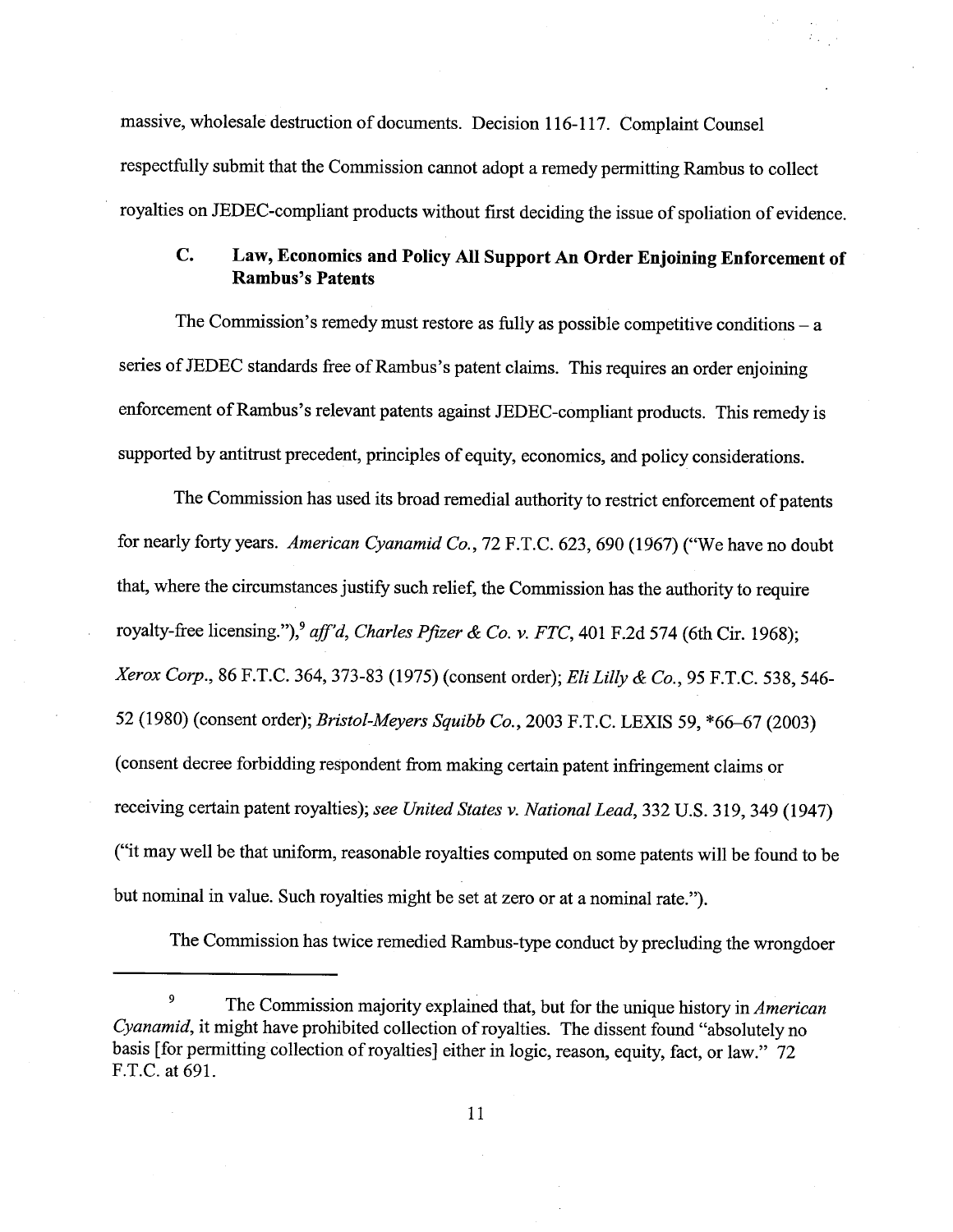massive, wholesale destruction of documents. Decision 116-117. Complaint Counsel respectfully submit that the Commission cannot adopt a remedy permitting Rambus to collect royalties on JEDEC-compliant products without first deciding the issue of spoliation of evidence.

### C. Law, Economics and Policy All Support An Order Enjoining Enforcement of Rambus's Patents

The Commission's remedy must restore as fully as possible competitive conditions – a series of JEDEC standards free of Rambus's patent claims. This requires an order enjoining enforcement of Rambus's relevant patents against JEDEC-compliant products. This remedy is supported by antitrust precedent, principles of equity, economics, and policy considerations.

The Commission has used its broad remedial authority to restrict enforcement of patents for nearly forty years. *American Cyanamid Co.*, 72 F.T.C. 623, 690 (1967) ("We have no doubt that, where the circumstances justify such relief, the Commission has the authority to require royalty-free licensing."),[9] *aff'd*, *Charles Pfizer & Co. v. FTC*, 401 F.2d 574 (6th Cir. 1968); *Xerox Corp.*, 86 F.T.C. 364, 373-83 (1975) (consent order); *Eli Lilly & Co.*, 95 F.T.C. 538, 546-52 (1980) (consent order); *Bristol-Meyers Squibb Co.*, 2003 F.T.C. LEXIS 59, *66–67 (2003) (consent decree forbidding respondent from making certain patent infringement claims or receiving certain patent royalties); *see United States v. National Lead*, 332 U.S. 319, 349 (1947) ("it may well be that uniform, reasonable royalties computed on some patents will be found to be but nominal in value. Such royalties might be set at zero or at a nominal rate.").

The Commission has twice remedied Rambus-type conduct by precluding the wrongdoer

---

[9] The Commission majority explained that, but for the unique history in *American Cyanamid*, it might have prohibited collection of royalties. The dissent found "absolutely no basis [for permitting collection of royalties] either in logic, reason, equity, fact, or law." 72 F.T.C. at 691.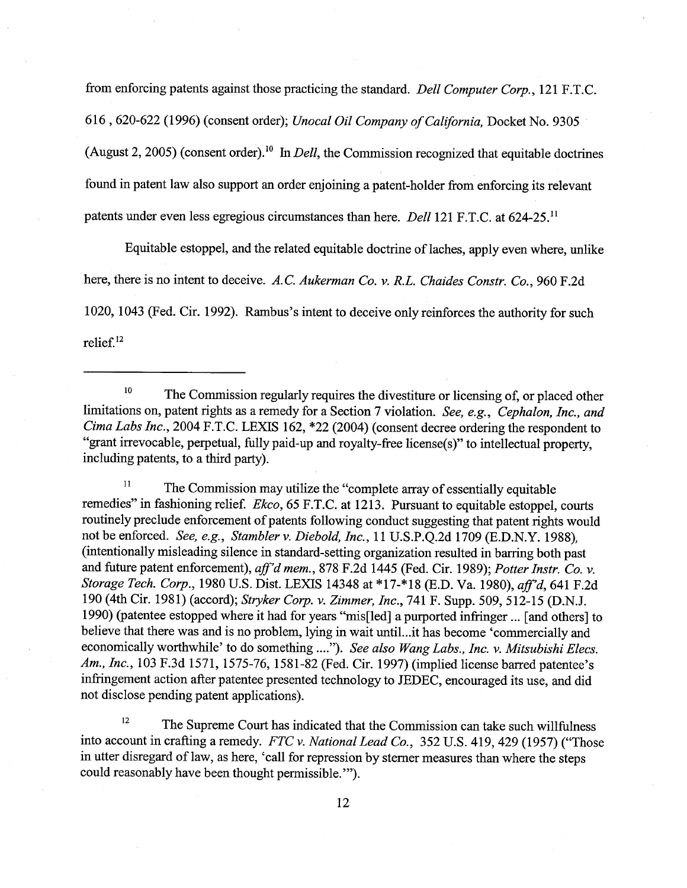from enforcing patents against those practicing the standard. *Dell Computer Corp.*, 121 F.T.C. 616 , 620-622 (1996) (consent order); *Unocal Oil Company of California,* Docket No. 9305 (August 2, 2005) (consent order).[10] In *Dell*, the Commission recognized that equitable doctrines found in patent law also support an order enjoining a patent-holder from enforcing its relevant patents under even less egregious circumstances than here. *Dell* 121 F.T.C. at 624-25.[11]

Equitable estoppel, and the related equitable doctrine of laches, apply even where, unlike here, there is no intent to deceive. *A.C. Aukerman Co. v. R.L. Chaides Constr. Co.*, 960 F.2d 1020, 1043 (Fed. Cir. 1992). Rambus's intent to deceive only reinforces the authority for such relief.[12]

---

[10] The Commission regularly requires the divestiture or licensing of, or placed other limitations on, patent rights as a remedy for a Section 7 violation. *See, e.g., Cephalon, Inc., and Cima Labs Inc.*, 2004 F.T.C. LEXIS 162, *22 (2004) (consent decree ordering the respondent to "grant irrevocable, perpetual, fully paid-up and royalty-free license(s)" to intellectual property, including patents, to a third party).

[11] The Commission may utilize the "complete array of essentially equitable remedies" in fashioning relief. *Ekco*, 65 F.T.C. at 1213. Pursuant to equitable estoppel, courts routinely preclude enforcement of patents following conduct suggesting that patent rights would not be enforced. *See, e.g., Stambler v. Diebold, Inc.*, 11 U.S.P.Q.2d 1709 (E.D.N.Y. 1988), (intentionally misleading silence in standard-setting organization resulted in barring both past and future patent enforcement), *aff'd mem.*, 878 F.2d 1445 (Fed. Cir. 1989); *Potter Instr. Co. v. Storage Tech. Corp.*, 1980 U.S. Dist. LEXIS 14348 at *17-*18 (E.D. Va. 1980), *aff'd*, 641 F.2d 190 (4th Cir. 1981) (accord); *Stryker Corp. v. Zimmer, Inc.*, 741 F. Supp. 509, 512-15 (D.N.J. 1990) (patentee estopped where it had for years "mis[led] a purported infringer ... [and others] to believe that there was and is no problem, lying in wait until...it has become 'commercially and economically worthwhile' to do something ...."). *See also Wang Labs., Inc. v. Mitsubishi Elecs. Am., Inc.*, 103 F.3d 1571, 1575-76, 1581-82 (Fed. Cir. 1997) (implied license barred patentee's infringement action after patentee presented technology to JEDEC, encouraged its use, and did not disclose pending patent applications).

[12] The Supreme Court has indicated that the Commission can take such willfulness into account in crafting a remedy. *FTC v. National Lead Co.*, 352 U.S. 419, 429 (1957) ("Those in utter disregard of law, as here, 'call for repression by sterner measures than where the steps could reasonably have been thought permissible.'").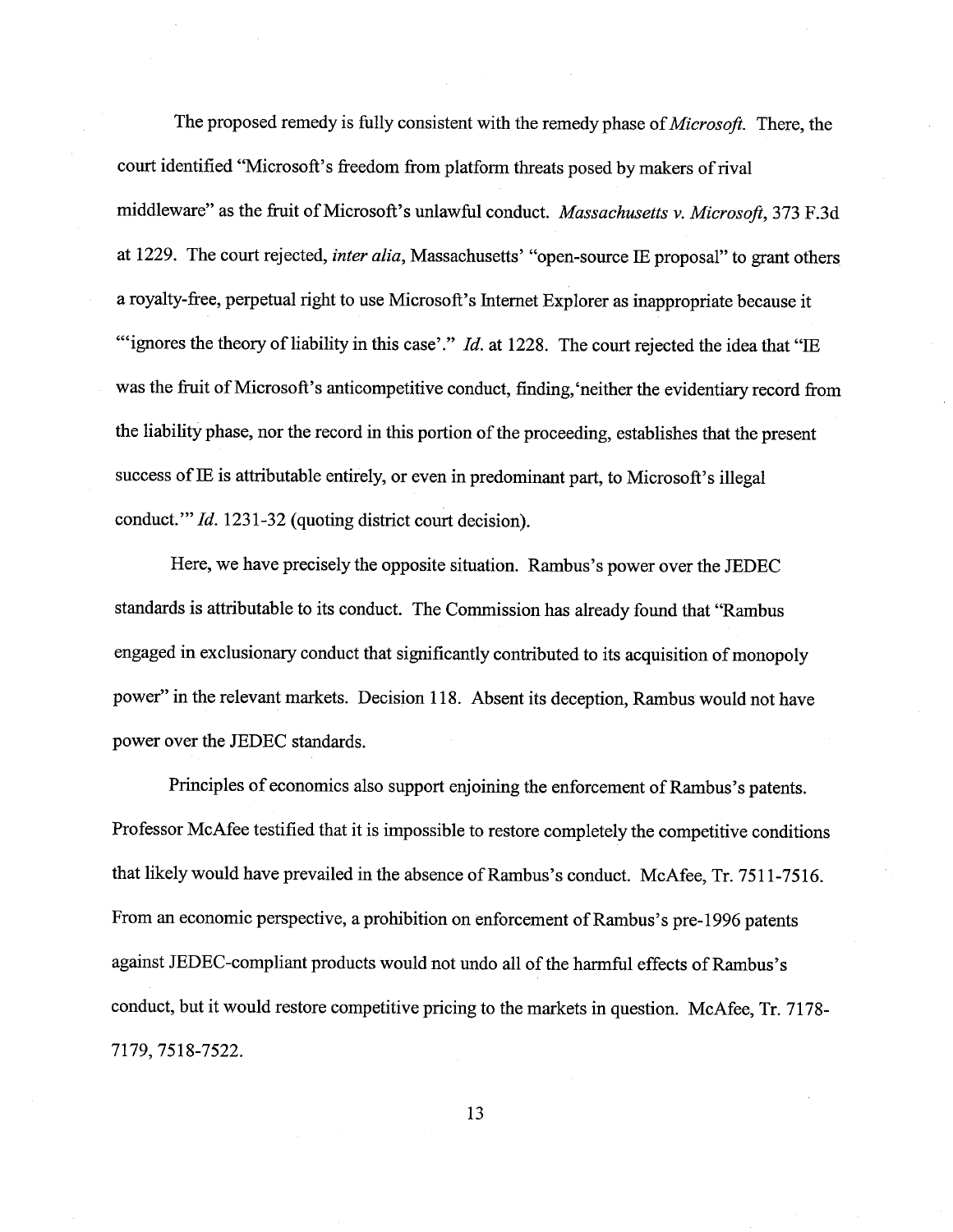The proposed remedy is fully consistent with the remedy phase of *Microsoft*. There, the court identified "Microsoft's freedom from platform threats posed by makers of rival middleware" as the fruit of Microsoft's unlawful conduct. *Massachusetts v. Microsoft*, 373 F.3d at 1229. The court rejected, *inter alia*, Massachusetts' "open-source IE proposal" to grant others a royalty-free, perpetual right to use Microsoft's Internet Explorer as inappropriate because it "'ignores the theory of liability in this case'." *Id.* at 1228. The court rejected the idea that "IE was the fruit of Microsoft's anticompetitive conduct, finding,'neither the evidentiary record from the liability phase, nor the record in this portion of the proceeding, establishes that the present success of IE is attributable entirely, or even in predominant part, to Microsoft's illegal conduct.'" *Id.* 1231-32 (quoting district court decision).

Here, we have precisely the opposite situation. Rambus's power over the JEDEC standards is attributable to its conduct. The Commission has already found that "Rambus engaged in exclusionary conduct that significantly contributed to its acquisition of monopoly power" in the relevant markets. Decision 118. Absent its deception, Rambus would not have power over the JEDEC standards.

Principles of economics also support enjoining the enforcement of Rambus's patents. Professor McAfee testified that it is impossible to restore completely the competitive conditions that likely would have prevailed in the absence of Rambus's conduct. McAfee, Tr. 7511-7516. From an economic perspective, a prohibition on enforcement of Rambus's pre-1996 patents against JEDEC-compliant products would not undo all of the harmful effects of Rambus's conduct, but it would restore competitive pricing to the markets in question. McAfee, Tr. 7178-7179, 7518-7522.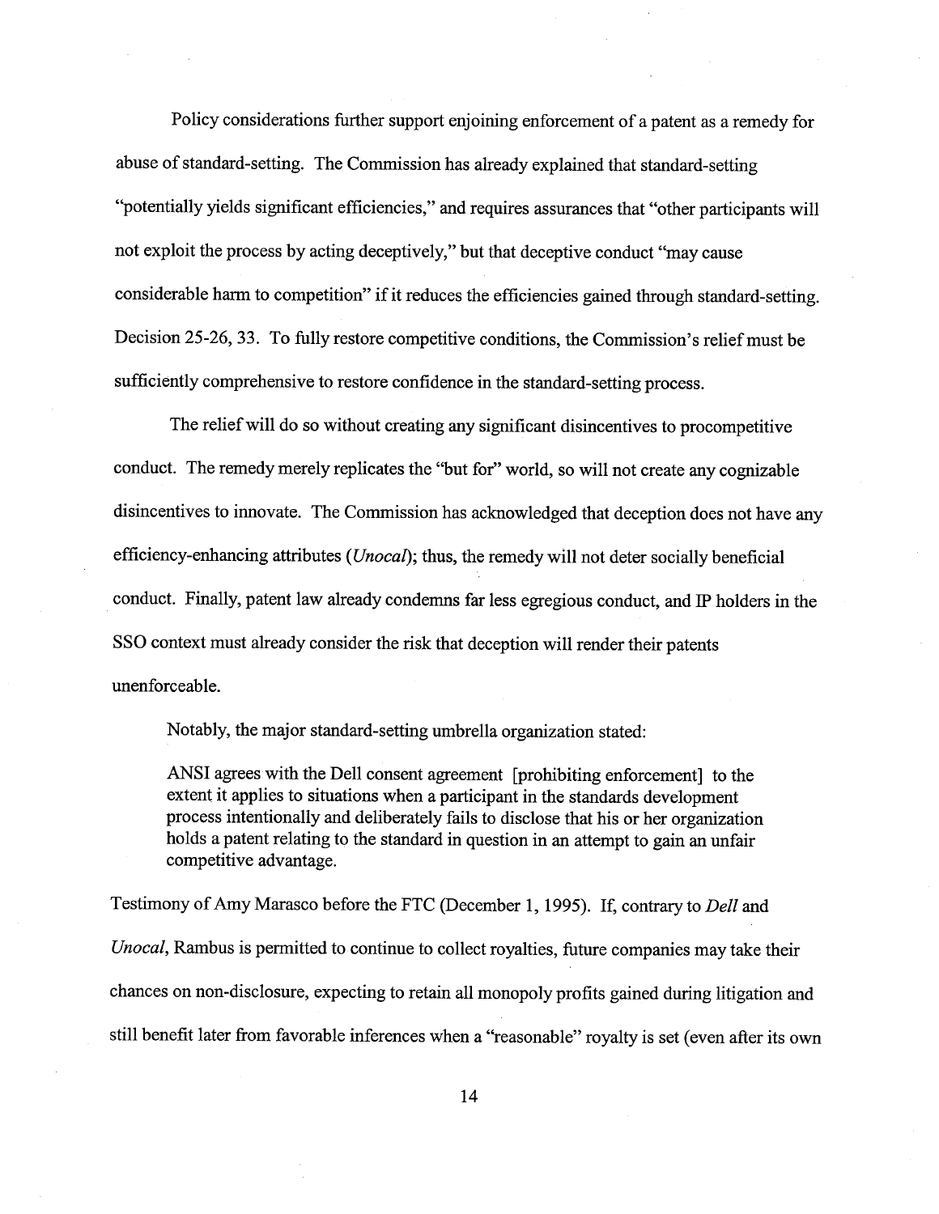Policy considerations further support enjoining enforcement of a patent as a remedy for abuse of standard-setting. The Commission has already explained that standard-setting "potentially yields significant efficiencies," and requires assurances that "other participants will not exploit the process by acting deceptively," but that deceptive conduct "may cause considerable harm to competition" if it reduces the efficiencies gained through standard-setting. Decision 25-26, 33. To fully restore competitive conditions, the Commission's relief must be sufficiently comprehensive to restore confidence in the standard-setting process.

The relief will do so without creating any significant disincentives to procompetitive conduct. The remedy merely replicates the "but for" world, so will not create any cognizable disincentives to innovate. The Commission has acknowledged that deception does not have any efficiency-enhancing attributes (*Unocal*); thus, the remedy will not deter socially beneficial conduct. Finally, patent law already condemns far less egregious conduct, and IP holders in the SSO context must already consider the risk that deception will render their patents unenforceable.

Notably, the major standard-setting umbrella organization stated:

> ANSI agrees with the Dell consent agreement [prohibiting enforcement] to the extent it applies to situations when a participant in the standards development process intentionally and deliberately fails to disclose that his or her organization holds a patent relating to the standard in question in an attempt to gain an unfair competitive advantage.

Testimony of Amy Marasco before the FTC (December 1, 1995). If, contrary to *Dell* and *Unocal*, Rambus is permitted to continue to collect royalties, future companies may take their chances on non-disclosure, expecting to retain all monopoly profits gained during litigation and still benefit later from favorable inferences when a "reasonable" royalty is set (even after its own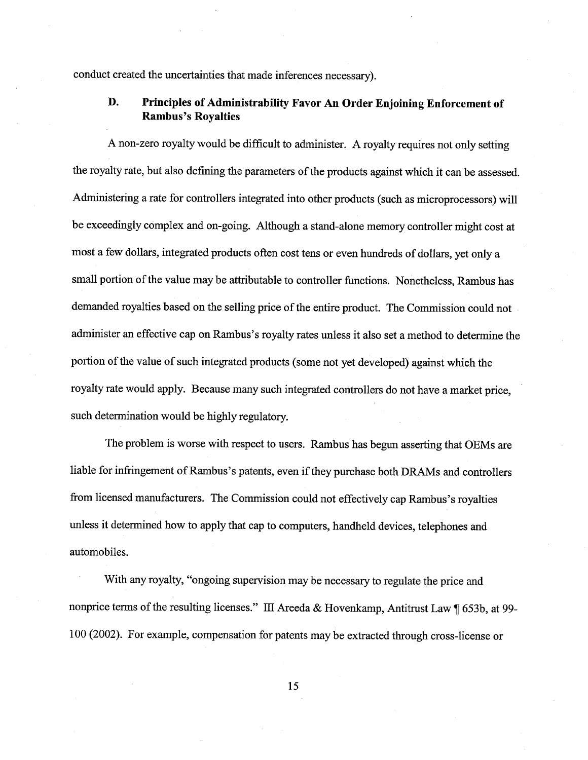conduct created the uncertainties that made inferences necessary).

### D. Principles of Administrability Favor An Order Enjoining Enforcement of Rambus's Royalties

A non-zero royalty would be difficult to administer. A royalty requires not only setting the royalty rate, but also defining the parameters of the products against which it can be assessed. Administering a rate for controllers integrated into other products (such as microprocessors) will be exceedingly complex and on-going. Although a stand-alone memory controller might cost at most a few dollars, integrated products often cost tens or even hundreds of dollars, yet only a small portion of the value may be attributable to controller functions. Nonetheless, Rambus has demanded royalties based on the selling price of the entire product. The Commission could not administer an effective cap on Rambus's royalty rates unless it also set a method to determine the portion of the value of such integrated products (some not yet developed) against which the royalty rate would apply. Because many such integrated controllers do not have a market price, such determination would be highly regulatory.

The problem is worse with respect to users. Rambus has begun asserting that OEMs are liable for infringement of Rambus's patents, even if they purchase both DRAMs and controllers from licensed manufacturers. The Commission could not effectively cap Rambus's royalties unless it determined how to apply that cap to computers, handheld devices, telephones and automobiles.

With any royalty, "ongoing supervision may be necessary to regulate the price and nonprice terms of the resulting licenses." III Areeda & Hovenkamp, Antitrust Law ¶ 653b, at 99-100 (2002). For example, compensation for patents may be extracted through cross-license or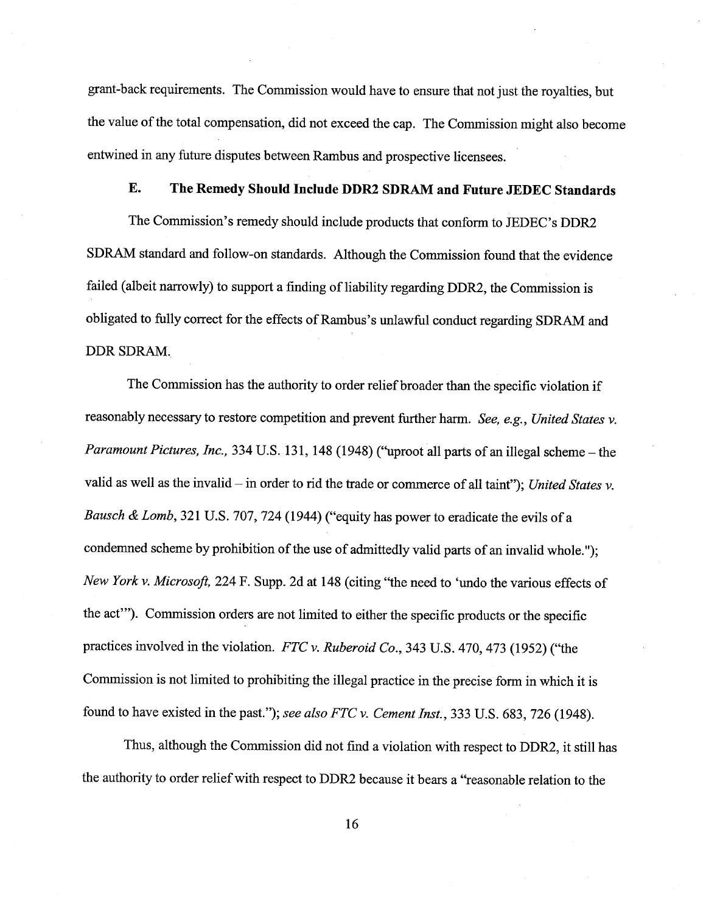grant-back requirements. The Commission would have to ensure that not just the royalties, but the value of the total compensation, did not exceed the cap. The Commission might also become entwined in any future disputes between Rambus and prospective licensees.

### E. The Remedy Should Include DDR2 SDRAM and Future JEDEC Standards

The Commission's remedy should include products that conform to JEDEC's DDR2 SDRAM standard and follow-on standards. Although the Commission found that the evidence failed (albeit narrowly) to support a finding of liability regarding DDR2, the Commission is obligated to fully correct for the effects of Rambus's unlawful conduct regarding SDRAM and DDR SDRAM.

The Commission has the authority to order relief broader than the specific violation if reasonably necessary to restore competition and prevent further harm. *See, e.g., United States v. Paramount Pictures, Inc.*, 334 U.S. 131, 148 (1948) ("uproot all parts of an illegal scheme – the valid as well as the invalid – in order to rid the trade or commerce of all taint"); *United States v. Bausch & Lomb*, 321 U.S. 707, 724 (1944) ("equity has power to eradicate the evils of a condemned scheme by prohibition of the use of admittedly valid parts of an invalid whole."); *New York v. Microsoft,* 224 F. Supp. 2d at 148 (citing "the need to 'undo the various effects of the act'"). Commission orders are not limited to either the specific products or the specific practices involved in the violation. *FTC v. Ruberoid Co.*, 343 U.S. 470, 473 (1952) ("the Commission is not limited to prohibiting the illegal practice in the precise form in which it is found to have existed in the past."); *see also FTC v. Cement Inst.*, 333 U.S. 683, 726 (1948).

Thus, although the Commission did not find a violation with respect to DDR2, it still has the authority to order relief with respect to DDR2 because it bears a "reasonable relation to the